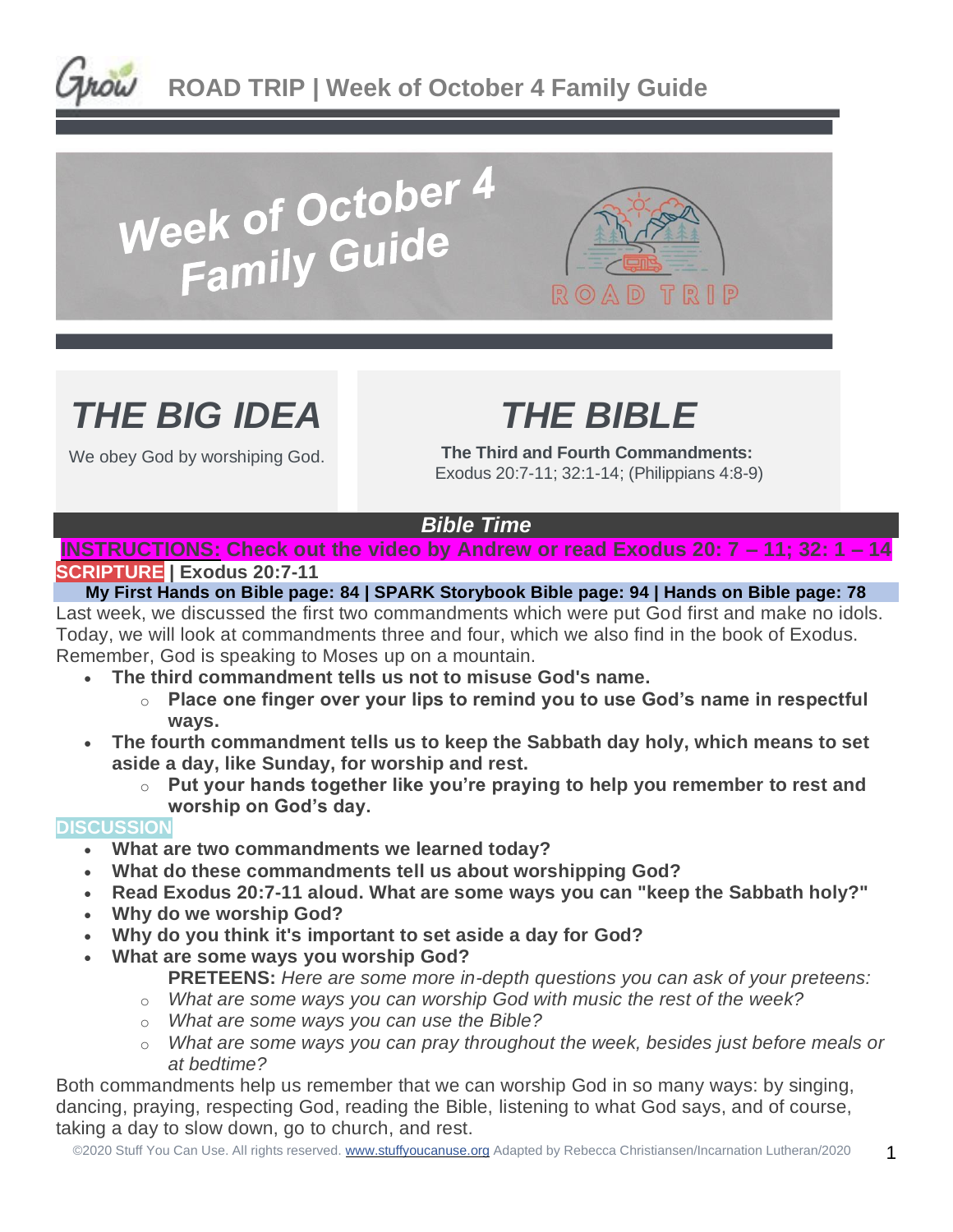# ROAD TRIP | Week of October 4 Family Guide

Week of October 4 Family Guide

ROAD TRIP

## THE BIG IDEA

We obey God by worshiping God.

## THE BIBLE

**The Third and Fourth Commandments:**
Exodus 20:7-11; 32:1-14; (Philippians 4:8-9)

### *Bible Time*

**INSTRUCTIONS: Check out the video by Andrew or read Exodus 20: 7 – 11; 32: 1 – 14**

**SCRIPTURE | Exodus 20:7-11**

**My First Hands on Bible page: 84 | SPARK Storybook Bible page: 94 | Hands on Bible page: 78**

Last week, we discussed the first two commandments which were put God first and make no idols. Today, we will look at commandments three and four, which we also find in the book of Exodus. Remember, God is speaking to Moses up on a mountain.

- **The third commandment tells us not to misuse God's name.**
  - **Place one finger over your lips to remind you to use God's name in respectful ways.**
- **The fourth commandment tells us to keep the Sabbath day holy, which means to set aside a day, like Sunday, for worship and rest.**
  - **Put your hands together like you're praying to help you remember to rest and worship on God's day.**

**DISCUSSION**

- **What are two commandments we learned today?**
- **What do these commandments tell us about worshipping God?**
- **Read Exodus 20:7-11 aloud. What are some ways you can "keep the Sabbath holy?"**
- **Why do we worship God?**
- **Why do you think it's important to set aside a day for God?**
- **What are some ways you worship God?**

  **PRETEENS:** *Here are some more in-depth questions you can ask of your preteens:*
  - *What are some ways you can worship God with music the rest of the week?*
  - *What are some ways you can use the Bible?*
  - *What are some ways you can pray throughout the week, besides just before meals or at bedtime?*

Both commandments help us remember that we can worship God in so many ways: by singing, dancing, praying, respecting God, reading the Bible, listening to what God says, and of course, taking a day to slow down, go to church, and rest.

©2020 Stuff You Can Use. All rights reserved. www.stuffyoucanuse.org Adapted by Rebecca Christiansen/Incarnation Lutheran/2020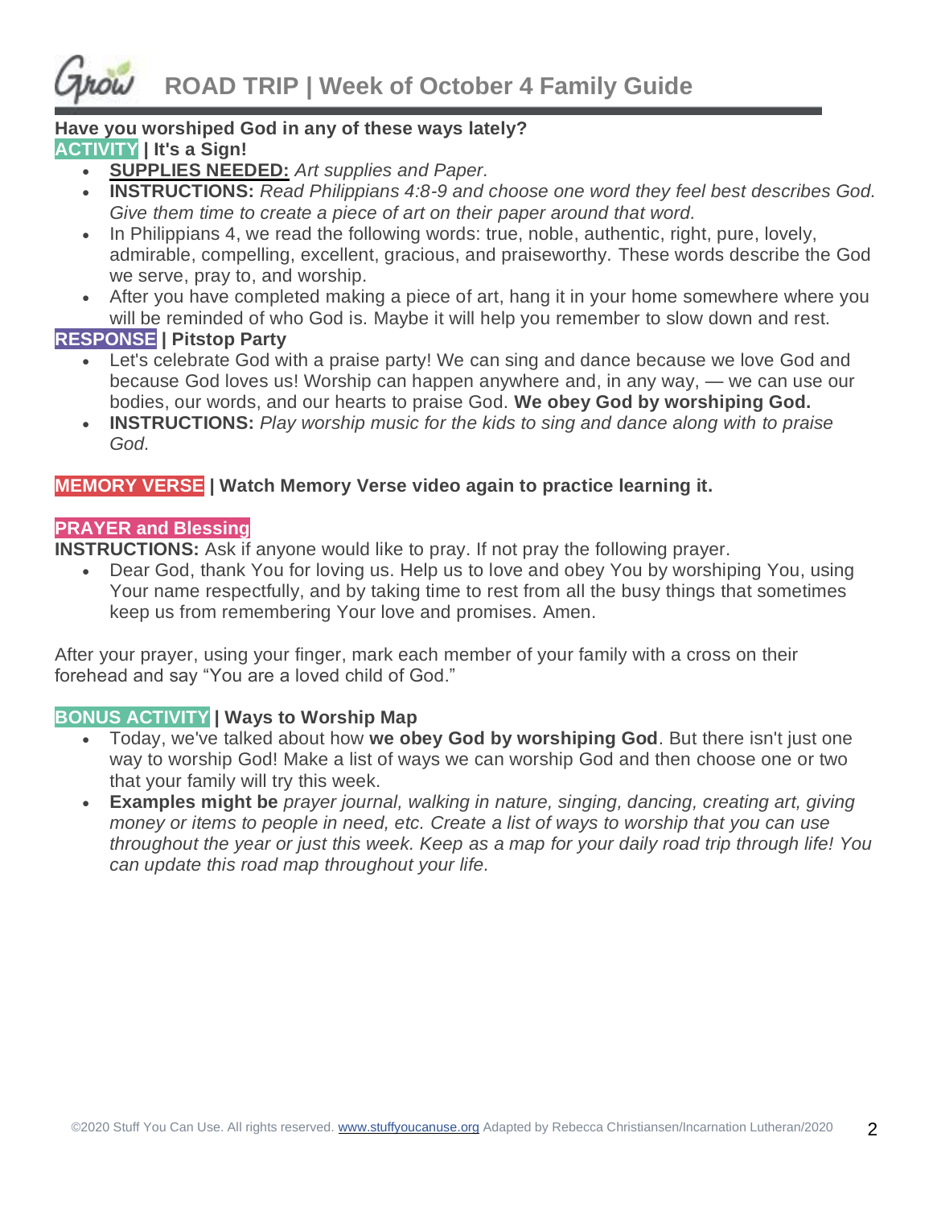**Have you worshiped God in any of these ways lately?**

**ACTIVITY | It's a Sign!**

- **SUPPLIES NEEDED:** *Art supplies and Paper.*
- **INSTRUCTIONS:** *Read Philippians 4:8-9 and choose one word they feel best describes God. Give them time to create a piece of art on their paper around that word.*
- In Philippians 4, we read the following words: true, noble, authentic, right, pure, lovely, admirable, compelling, excellent, gracious, and praiseworthy. These words describe the God we serve, pray to, and worship.
- After you have completed making a piece of art, hang it in your home somewhere where you will be reminded of who God is. Maybe it will help you remember to slow down and rest.

**RESPONSE | Pitstop Party**

- Let's celebrate God with a praise party! We can sing and dance because we love God and because God loves us! Worship can happen anywhere and, in any way, — we can use our bodies, our words, and our hearts to praise God. **We obey God by worshiping God.**
- **INSTRUCTIONS:** *Play worship music for the kids to sing and dance along with to praise God.*

**MEMORY VERSE | Watch Memory Verse video again to practice learning it.**

**PRAYER and Blessing**

**INSTRUCTIONS:** Ask if anyone would like to pray. If not pray the following prayer.

- Dear God, thank You for loving us. Help us to love and obey You by worshiping You, using Your name respectfully, and by taking time to rest from all the busy things that sometimes keep us from remembering Your love and promises. Amen.

After your prayer, using your finger, mark each member of your family with a cross on their forehead and say "You are a loved child of God."

**BONUS ACTIVITY | Ways to Worship Map**

- Today, we've talked about how **we obey God by worshiping God**. But there isn't just one way to worship God! Make a list of ways we can worship God and then choose one or two that your family will try this week.
- **Examples might be** *prayer journal, walking in nature, singing, dancing, creating art, giving money or items to people in need, etc. Create a list of ways to worship that you can use throughout the year or just this week. Keep as a map for your daily road trip through life! You can update this road map throughout your life.*

©2020 Stuff You Can Use. All rights reserved. www.stuffyoucanuse.org Adapted by Rebecca Christiansen/Incarnation Lutheran/2020